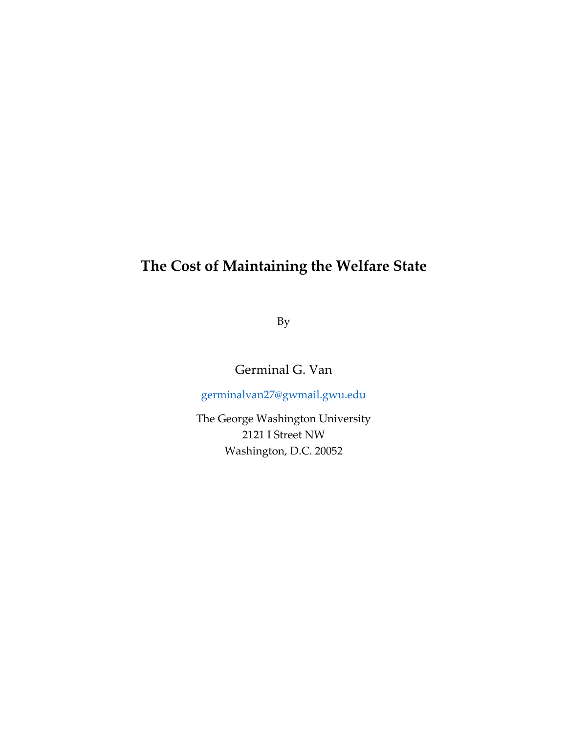# The Cost of Maintaining the Welfare State

By

Germinal G. Van

germinalvan27@gwmail.gwu.edu

The George Washington University
2121 I Street NW
Washington, D.C. 20052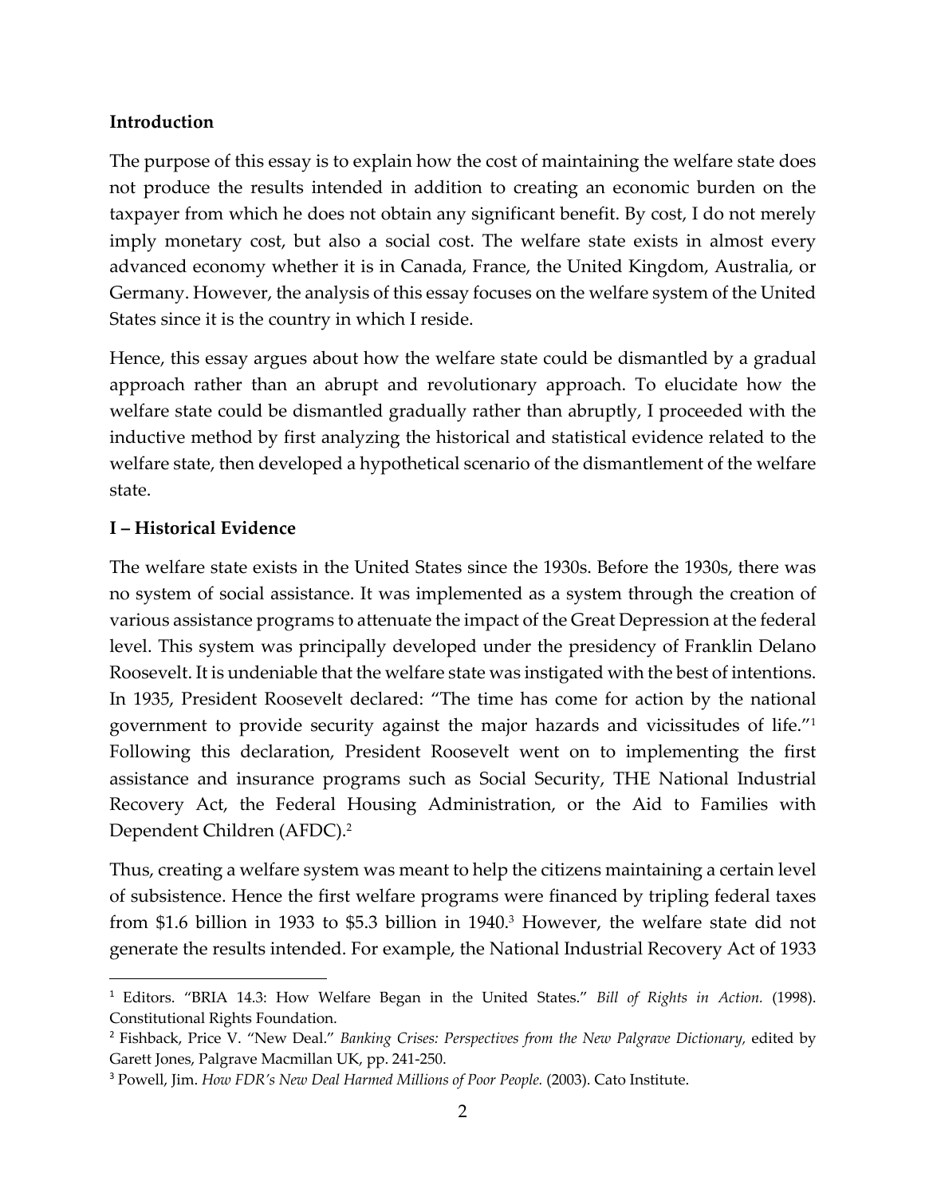## Introduction

The purpose of this essay is to explain how the cost of maintaining the welfare state does not produce the results intended in addition to creating an economic burden on the taxpayer from which he does not obtain any significant benefit. By cost, I do not merely imply monetary cost, but also a social cost. The welfare state exists in almost every advanced economy whether it is in Canada, France, the United Kingdom, Australia, or Germany. However, the analysis of this essay focuses on the welfare system of the United States since it is the country in which I reside.

Hence, this essay argues about how the welfare state could be dismantled by a gradual approach rather than an abrupt and revolutionary approach. To elucidate how the welfare state could be dismantled gradually rather than abruptly, I proceeded with the inductive method by first analyzing the historical and statistical evidence related to the welfare state, then developed a hypothetical scenario of the dismantlement of the welfare state.

## I – Historical Evidence

The welfare state exists in the United States since the 1930s. Before the 1930s, there was no system of social assistance. It was implemented as a system through the creation of various assistance programs to attenuate the impact of the Great Depression at the federal level. This system was principally developed under the presidency of Franklin Delano Roosevelt. It is undeniable that the welfare state was instigated with the best of intentions. In 1935, President Roosevelt declared: "The time has come for action by the national government to provide security against the major hazards and vicissitudes of life."[1] Following this declaration, President Roosevelt went on to implementing the first assistance and insurance programs such as Social Security, THE National Industrial Recovery Act, the Federal Housing Administration, or the Aid to Families with Dependent Children (AFDC).[2]

Thus, creating a welfare system was meant to help the citizens maintaining a certain level of subsistence. Hence the first welfare programs were financed by tripling federal taxes from \$1.6 billion in 1933 to \$5.3 billion in 1940.[3] However, the welfare state did not generate the results intended. For example, the National Industrial Recovery Act of 1933

---

[1] Editors. "BRIA 14.3: How Welfare Began in the United States." *Bill of Rights in Action.* (1998). Constitutional Rights Foundation.

[2] Fishback, Price V. "New Deal." *Banking Crises: Perspectives from the New Palgrave Dictionary,* edited by Garett Jones, Palgrave Macmillan UK, pp. 241-250.

[3] Powell, Jim. *How FDR's New Deal Harmed Millions of Poor People.* (2003). Cato Institute.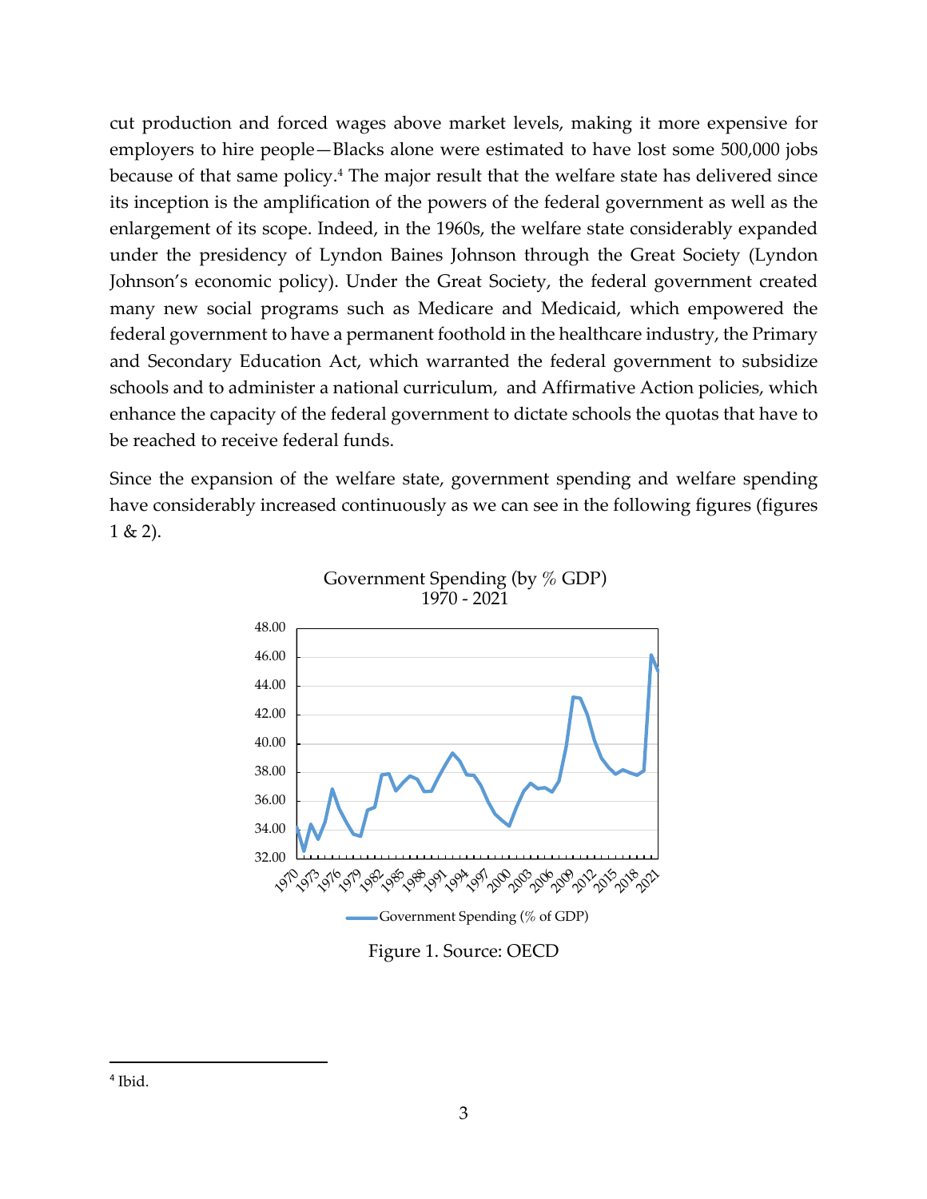cut production and forced wages above market levels, making it more expensive for employers to hire people—Blacks alone were estimated to have lost some 500,000 jobs because of that same policy.[4] The major result that the welfare state has delivered since its inception is the amplification of the powers of the federal government as well as the enlargement of its scope. Indeed, in the 1960s, the welfare state considerably expanded under the presidency of Lyndon Baines Johnson through the Great Society (Lyndon Johnson's economic policy). Under the Great Society, the federal government created many new social programs such as Medicare and Medicaid, which empowered the federal government to have a permanent foothold in the healthcare industry, the Primary and Secondary Education Act, which warranted the federal government to subsidize schools and to administer a national curriculum, and Affirmative Action policies, which enhance the capacity of the federal government to dictate schools the quotas that have to be reached to receive federal funds.

Since the expansion of the welfare state, government spending and welfare spending have considerably increased continuously as we can see in the following figures (figures 1 & 2).

Figure 1. Source: OECD

---

[4] Ibid.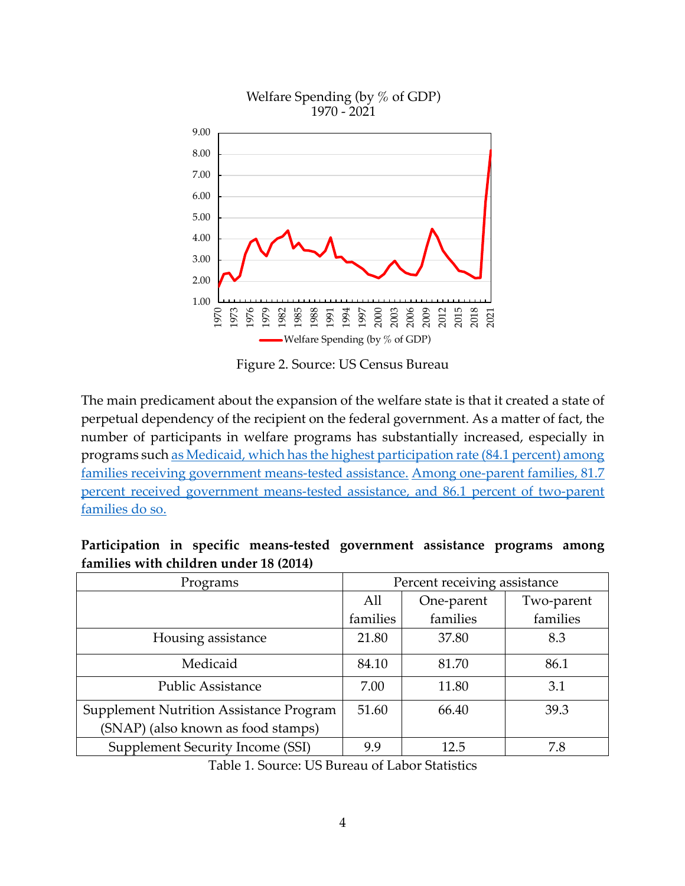Welfare Spending (by % of GDP)
1970 - 2021

Figure 2. Source: US Census Bureau

The main predicament about the expansion of the welfare state is that it created a state of perpetual dependency of the recipient on the federal government. As a matter of fact, the number of participants in welfare programs has substantially increased, especially in programs such as Medicaid, which has the highest participation rate (84.1 percent) among families receiving government means-tested assistance. Among one-parent families, 81.7 percent received government means-tested assistance, and 86.1 percent of two-parent families do so.

**Participation in specific means-tested government assistance programs among families with children under 18 (2014)**

| Programs | Percent receiving assistance | | |
|---|---|---|---|
| | All families | One-parent families | Two-parent families |
| Housing assistance | 21.80 | 37.80 | 8.3 |
| Medicaid | 84.10 | 81.70 | 86.1 |
| Public Assistance | 7.00 | 11.80 | 3.1 |
| Supplement Nutrition Assistance Program (SNAP) (also known as food stamps) | 51.60 | 66.40 | 39.3 |
| Supplement Security Income (SSI) | 9.9 | 12.5 | 7.8 |

Table 1. Source: US Bureau of Labor Statistics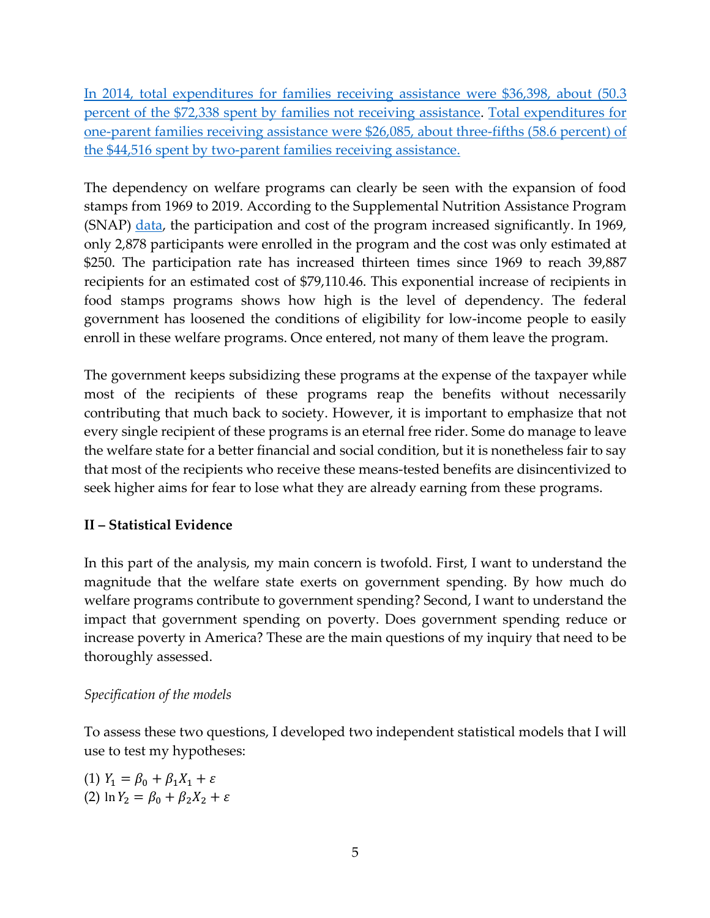In 2014, total expenditures for families receiving assistance were $36,398, about (50.3 percent of the $72,338 spent by families not receiving assistance. Total expenditures for one-parent families receiving assistance were $26,085, about three-fifths (58.6 percent) of the $44,516 spent by two-parent families receiving assistance.

The dependency on welfare programs can clearly be seen with the expansion of food stamps from 1969 to 2019. According to the Supplemental Nutrition Assistance Program (SNAP) data, the participation and cost of the program increased significantly. In 1969, only 2,878 participants were enrolled in the program and the cost was only estimated at $250. The participation rate has increased thirteen times since 1969 to reach 39,887 recipients for an estimated cost of $79,110.46. This exponential increase of recipients in food stamps programs shows how high is the level of dependency. The federal government has loosened the conditions of eligibility for low-income people to easily enroll in these welfare programs. Once entered, not many of them leave the program.

The government keeps subsidizing these programs at the expense of the taxpayer while most of the recipients of these programs reap the benefits without necessarily contributing that much back to society. However, it is important to emphasize that not every single recipient of these programs is an eternal free rider. Some do manage to leave the welfare state for a better financial and social condition, but it is nonetheless fair to say that most of the recipients who receive these means-tested benefits are disincentivized to seek higher aims for fear to lose what they are already earning from these programs.

## II – Statistical Evidence

In this part of the analysis, my main concern is twofold. First, I want to understand the magnitude that the welfare state exerts on government spending. By how much do welfare programs contribute to government spending? Second, I want to understand the impact that government spending on poverty. Does government spending reduce or increase poverty in America? These are the main questions of my inquiry that need to be thoroughly assessed.

*Specification of the models*

To assess these two questions, I developed two independent statistical models that I will use to test my hypotheses:

(1) $Y_1 = \beta_0 + \beta_1 X_1 + \varepsilon$
(2) $\ln Y_2 = \beta_0 + \beta_2 X_2 + \varepsilon$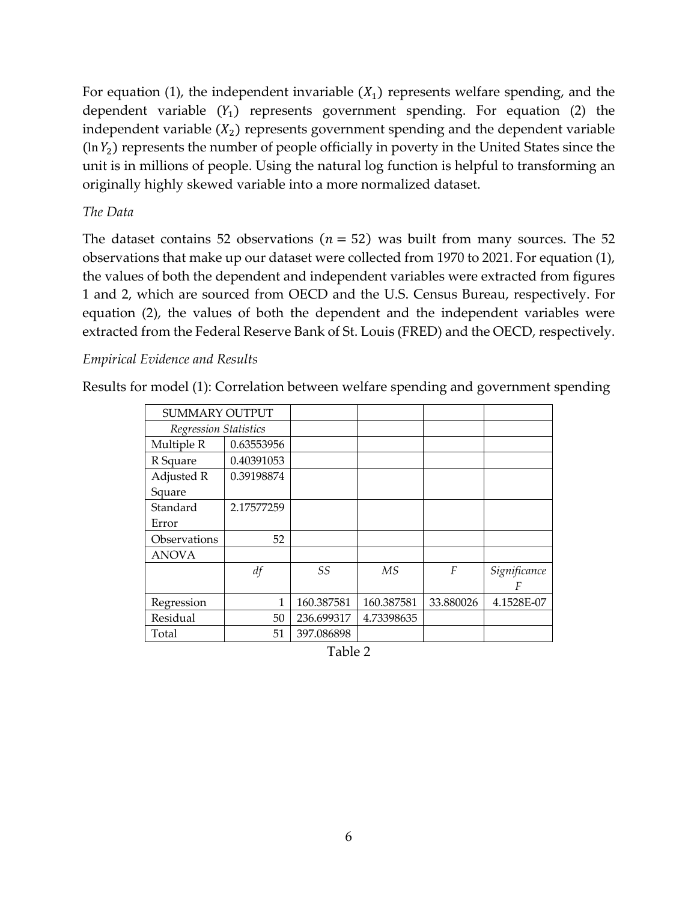For equation (1), the independent invariable ($X_1$) represents welfare spending, and the dependent variable ($Y_1$) represents government spending. For equation (2) the independent variable ($X_2$) represents government spending and the dependent variable ($\ln Y_2$) represents the number of people officially in poverty in the United States since the unit is in millions of people. Using the natural log function is helpful to transforming an originally highly skewed variable into a more normalized dataset.

*The Data*

The dataset contains 52 observations ($n = 52$) was built from many sources. The 52 observations that make up our dataset were collected from 1970 to 2021. For equation (1), the values of both the dependent and independent variables were extracted from figures 1 and 2, which are sourced from OECD and the U.S. Census Bureau, respectively. For equation (2), the values of both the dependent and the independent variables were extracted from the Federal Reserve Bank of St. Louis (FRED) and the OECD, respectively.

*Empirical Evidence and Results*

Results for model (1): Correlation between welfare spending and government spending

| SUMMARY OUTPUT | | | | | |
|---|---|---|---|---|---|
| *Regression Statistics* | | | | | |
| Multiple R | 0.63553956 | | | | |
| R Square | 0.40391053 | | | | |
| Adjusted R Square | 0.39198874 | | | | |
| Standard Error | 2.17577259 | | | | |
| Observations | 52 | | | | |
| ANOVA | | | | | |
| | *df* | *SS* | *MS* | *F* | *Significance F* |
| Regression | 1 | 160.387581 | 160.387581 | 33.880026 | 4.1528E-07 |
| Residual | 50 | 236.699317 | 4.73398635 | | |
| Total | 51 | 397.086898 | | | |

Table 2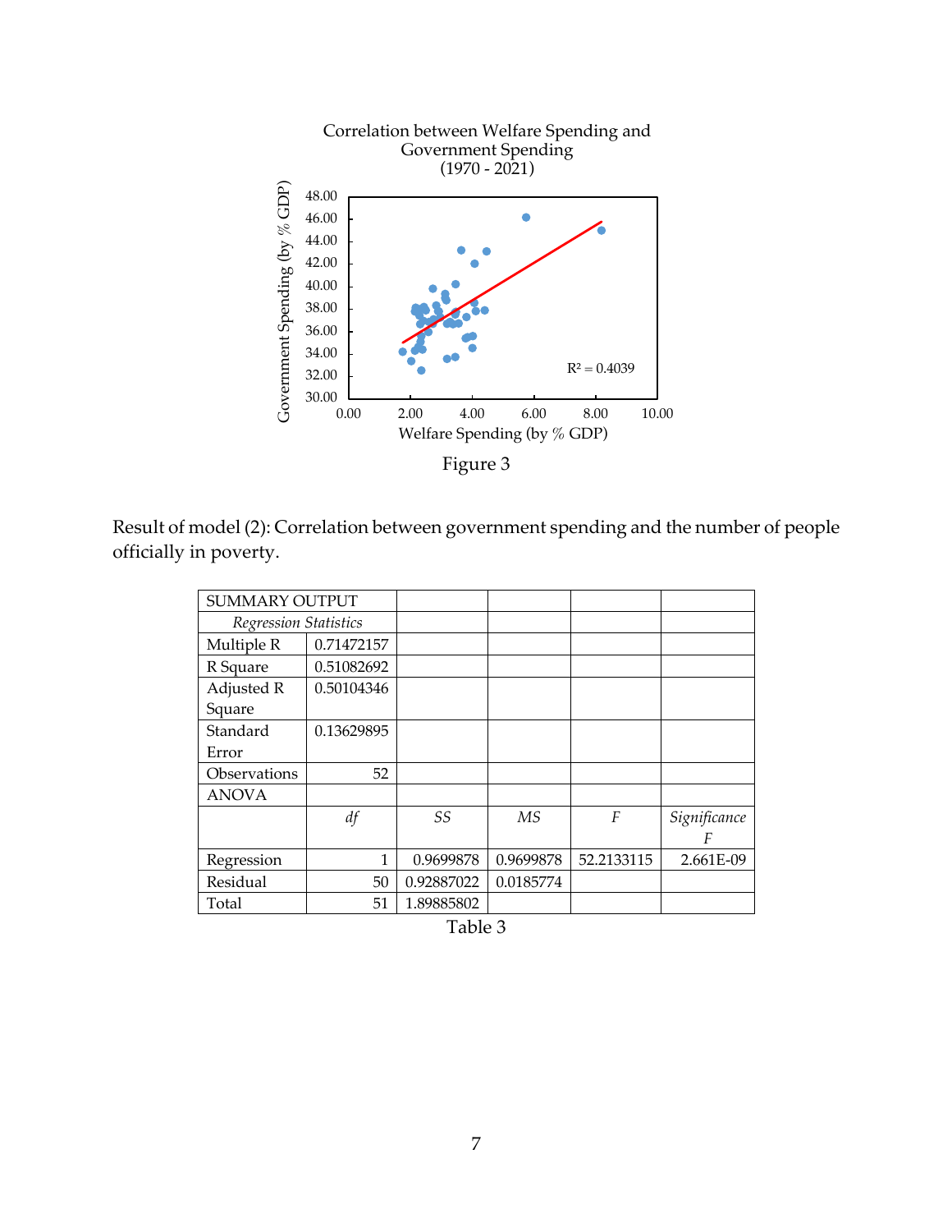Figure 3

Result of model (2): Correlation between government spending and the number of people officially in poverty.

| SUMMARY OUTPUT | | | | | |
|---|---|---|---|---|---|
| *Regression Statistics* | | | | | |
| Multiple R | 0.71472157 | | | | |
| R Square | 0.51082692 | | | | |
| Adjusted R Square | 0.50104346 | | | | |
| Standard Error | 0.13629895 | | | | |
| Observations | 52 | | | | |
| ANOVA | | | | | |
| | *df* | *SS* | *MS* | *F* | *Significance F* |
| Regression | 1 | 0.9699878 | 0.9699878 | 52.2133115 | 2.661E-09 |
| Residual | 50 | 0.92887022 | 0.0185774 | | |
| Total | 51 | 1.89885802 | | | |

Table 3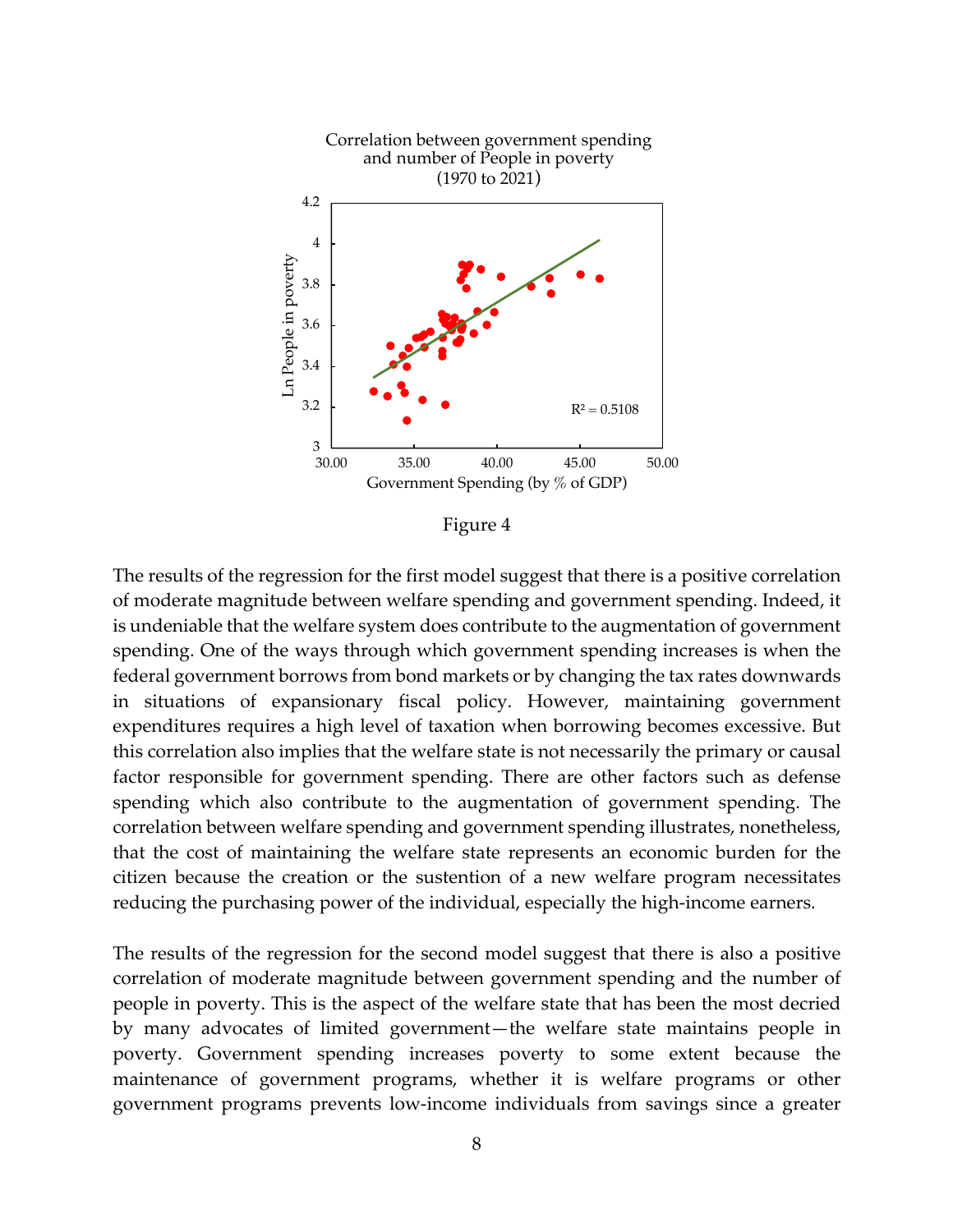Figure 4

The results of the regression for the first model suggest that there is a positive correlation of moderate magnitude between welfare spending and government spending. Indeed, it is undeniable that the welfare system does contribute to the augmentation of government spending. One of the ways through which government spending increases is when the federal government borrows from bond markets or by changing the tax rates downwards in situations of expansionary fiscal policy. However, maintaining government expenditures requires a high level of taxation when borrowing becomes excessive. But this correlation also implies that the welfare state is not necessarily the primary or causal factor responsible for government spending. There are other factors such as defense spending which also contribute to the augmentation of government spending. The correlation between welfare spending and government spending illustrates, nonetheless, that the cost of maintaining the welfare state represents an economic burden for the citizen because the creation or the sustention of a new welfare program necessitates reducing the purchasing power of the individual, especially the high-income earners.

The results of the regression for the second model suggest that there is also a positive correlation of moderate magnitude between government spending and the number of people in poverty. This is the aspect of the welfare state that has been the most decried by many advocates of limited government—the welfare state maintains people in poverty. Government spending increases poverty to some extent because the maintenance of government programs, whether it is welfare programs or other government programs prevents low-income individuals from savings since a greater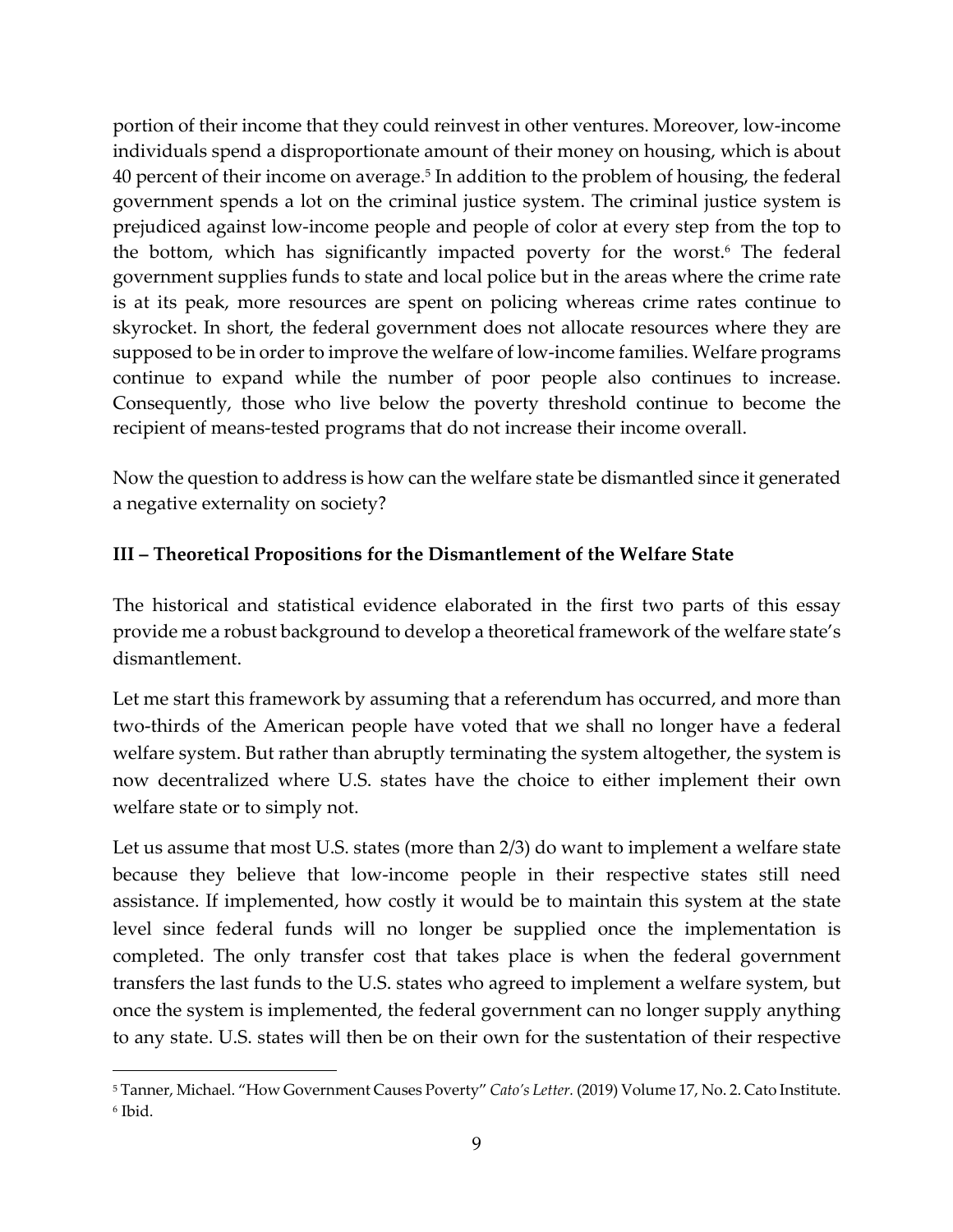portion of their income that they could reinvest in other ventures. Moreover, low-income individuals spend a disproportionate amount of their money on housing, which is about 40 percent of their income on average.[5] In addition to the problem of housing, the federal government spends a lot on the criminal justice system. The criminal justice system is prejudiced against low-income people and people of color at every step from the top to the bottom, which has significantly impacted poverty for the worst.[6] The federal government supplies funds to state and local police but in the areas where the crime rate is at its peak, more resources are spent on policing whereas crime rates continue to skyrocket. In short, the federal government does not allocate resources where they are supposed to be in order to improve the welfare of low-income families. Welfare programs continue to expand while the number of poor people also continues to increase. Consequently, those who live below the poverty threshold continue to become the recipient of means-tested programs that do not increase their income overall.

Now the question to address is how can the welfare state be dismantled since it generated a negative externality on society?

## III – Theoretical Propositions for the Dismantlement of the Welfare State

The historical and statistical evidence elaborated in the first two parts of this essay provide me a robust background to develop a theoretical framework of the welfare state's dismantlement.

Let me start this framework by assuming that a referendum has occurred, and more than two-thirds of the American people have voted that we shall no longer have a federal welfare system. But rather than abruptly terminating the system altogether, the system is now decentralized where U.S. states have the choice to either implement their own welfare state or to simply not.

Let us assume that most U.S. states (more than 2/3) do want to implement a welfare state because they believe that low-income people in their respective states still need assistance. If implemented, how costly it would be to maintain this system at the state level since federal funds will no longer be supplied once the implementation is completed. The only transfer cost that takes place is when the federal government transfers the last funds to the U.S. states who agreed to implement a welfare system, but once the system is implemented, the federal government can no longer supply anything to any state. U.S. states will then be on their own for the sustentation of their respective

[5] Tanner, Michael. "How Government Causes Poverty" *Cato's Letter.* (2019) Volume 17, No. 2. Cato Institute.
[6] Ibid.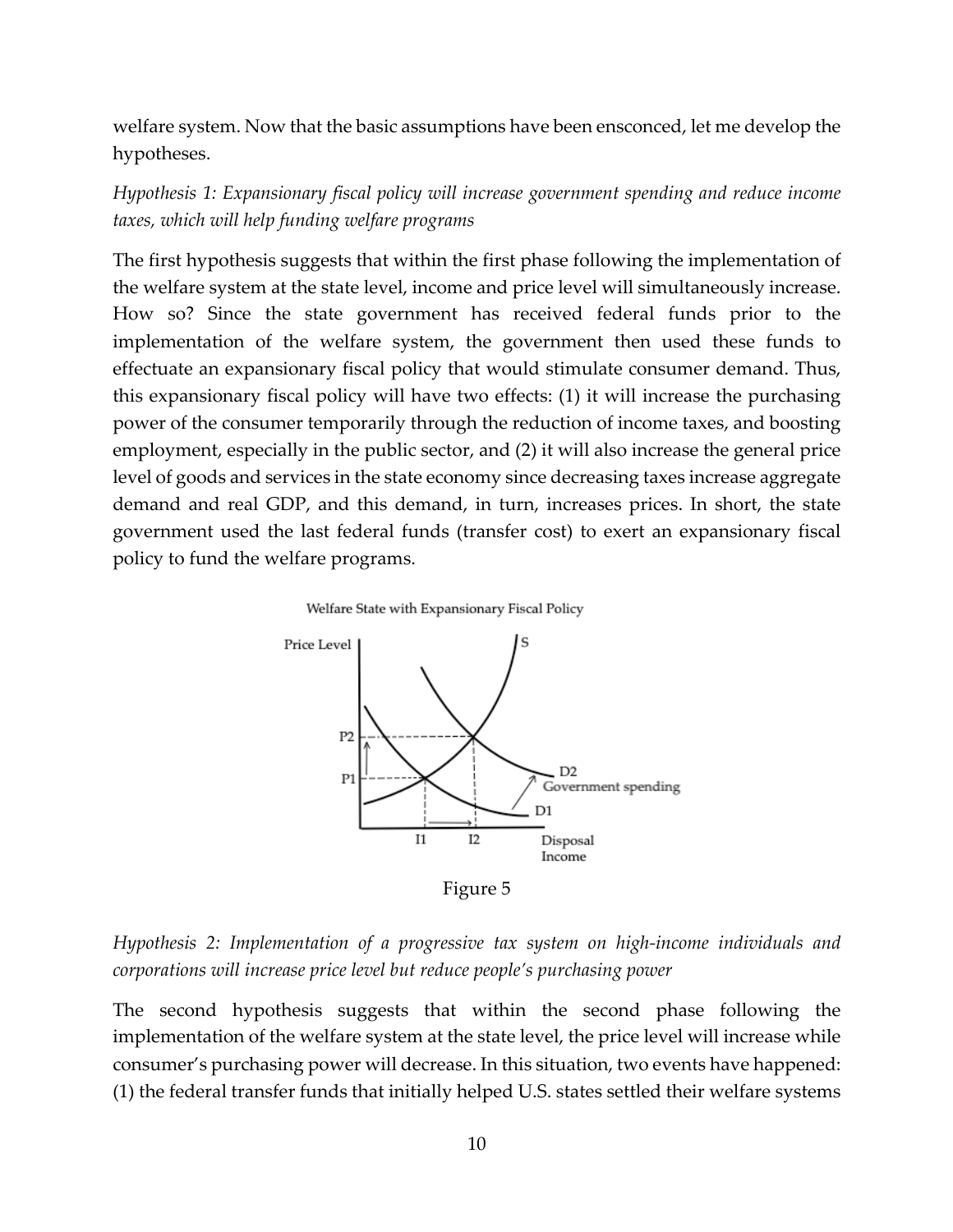welfare system. Now that the basic assumptions have been ensconced, let me develop the hypotheses.

*Hypothesis 1: Expansionary fiscal policy will increase government spending and reduce income taxes, which will help funding welfare programs*

The first hypothesis suggests that within the first phase following the implementation of the welfare system at the state level, income and price level will simultaneously increase. How so? Since the state government has received federal funds prior to the implementation of the welfare system, the government then used these funds to effectuate an expansionary fiscal policy that would stimulate consumer demand. Thus, this expansionary fiscal policy will have two effects: (1) it will increase the purchasing power of the consumer temporarily through the reduction of income taxes, and boosting employment, especially in the public sector, and (2) it will also increase the general price level of goods and services in the state economy since decreasing taxes increase aggregate demand and real GDP, and this demand, in turn, increases prices. In short, the state government used the last federal funds (transfer cost) to exert an expansionary fiscal policy to fund the welfare programs.

Welfare State with Expansionary Fiscal Policy

Figure 5

*Hypothesis 2: Implementation of a progressive tax system on high-income individuals and corporations will increase price level but reduce people's purchasing power*

The second hypothesis suggests that within the second phase following the implementation of the welfare system at the state level, the price level will increase while consumer's purchasing power will decrease. In this situation, two events have happened: (1) the federal transfer funds that initially helped U.S. states settled their welfare systems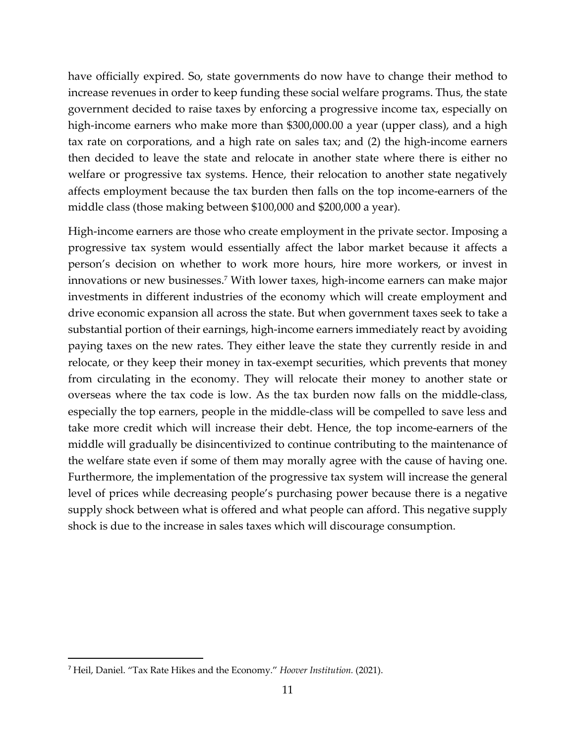have officially expired. So, state governments do now have to change their method to increase revenues in order to keep funding these social welfare programs. Thus, the state government decided to raise taxes by enforcing a progressive income tax, especially on high-income earners who make more than $300,000.00 a year (upper class), and a high tax rate on corporations, and a high rate on sales tax; and (2) the high-income earners then decided to leave the state and relocate in another state where there is either no welfare or progressive tax systems. Hence, their relocation to another state negatively affects employment because the tax burden then falls on the top income-earners of the middle class (those making between $100,000 and $200,000 a year).

High-income earners are those who create employment in the private sector. Imposing a progressive tax system would essentially affect the labor market because it affects a person's decision on whether to work more hours, hire more workers, or invest in innovations or new businesses.[7] With lower taxes, high-income earners can make major investments in different industries of the economy which will create employment and drive economic expansion all across the state. But when government taxes seek to take a substantial portion of their earnings, high-income earners immediately react by avoiding paying taxes on the new rates. They either leave the state they currently reside in and relocate, or they keep their money in tax-exempt securities, which prevents that money from circulating in the economy. They will relocate their money to another state or overseas where the tax code is low. As the tax burden now falls on the middle-class, especially the top earners, people in the middle-class will be compelled to save less and take more credit which will increase their debt. Hence, the top income-earners of the middle will gradually be disincentivized to continue contributing to the maintenance of the welfare state even if some of them may morally agree with the cause of having one. Furthermore, the implementation of the progressive tax system will increase the general level of prices while decreasing people's purchasing power because there is a negative supply shock between what is offered and what people can afford. This negative supply shock is due to the increase in sales taxes which will discourage consumption.

---

[7] Heil, Daniel. "Tax Rate Hikes and the Economy." *Hoover Institution.* (2021).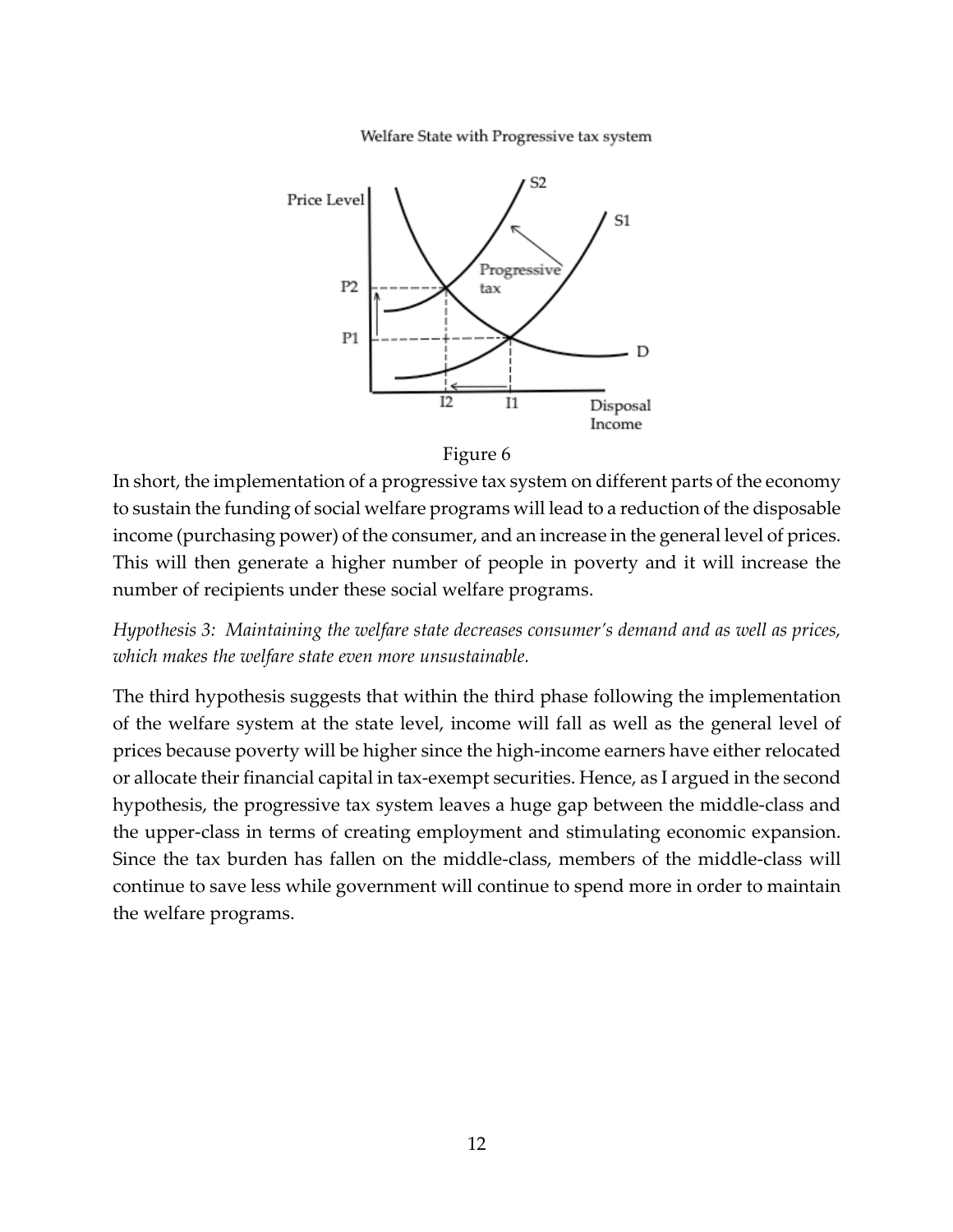Welfare State with Progressive tax system

Figure 6

In short, the implementation of a progressive tax system on different parts of the economy to sustain the funding of social welfare programs will lead to a reduction of the disposable income (purchasing power) of the consumer, and an increase in the general level of prices. This will then generate a higher number of people in poverty and it will increase the number of recipients under these social welfare programs.

*Hypothesis 3: Maintaining the welfare state decreases consumer's demand and as well as prices, which makes the welfare state even more unsustainable.*

The third hypothesis suggests that within the third phase following the implementation of the welfare system at the state level, income will fall as well as the general level of prices because poverty will be higher since the high-income earners have either relocated or allocate their financial capital in tax-exempt securities. Hence, as I argued in the second hypothesis, the progressive tax system leaves a huge gap between the middle-class and the upper-class in terms of creating employment and stimulating economic expansion. Since the tax burden has fallen on the middle-class, members of the middle-class will continue to save less while government will continue to spend more in order to maintain the welfare programs.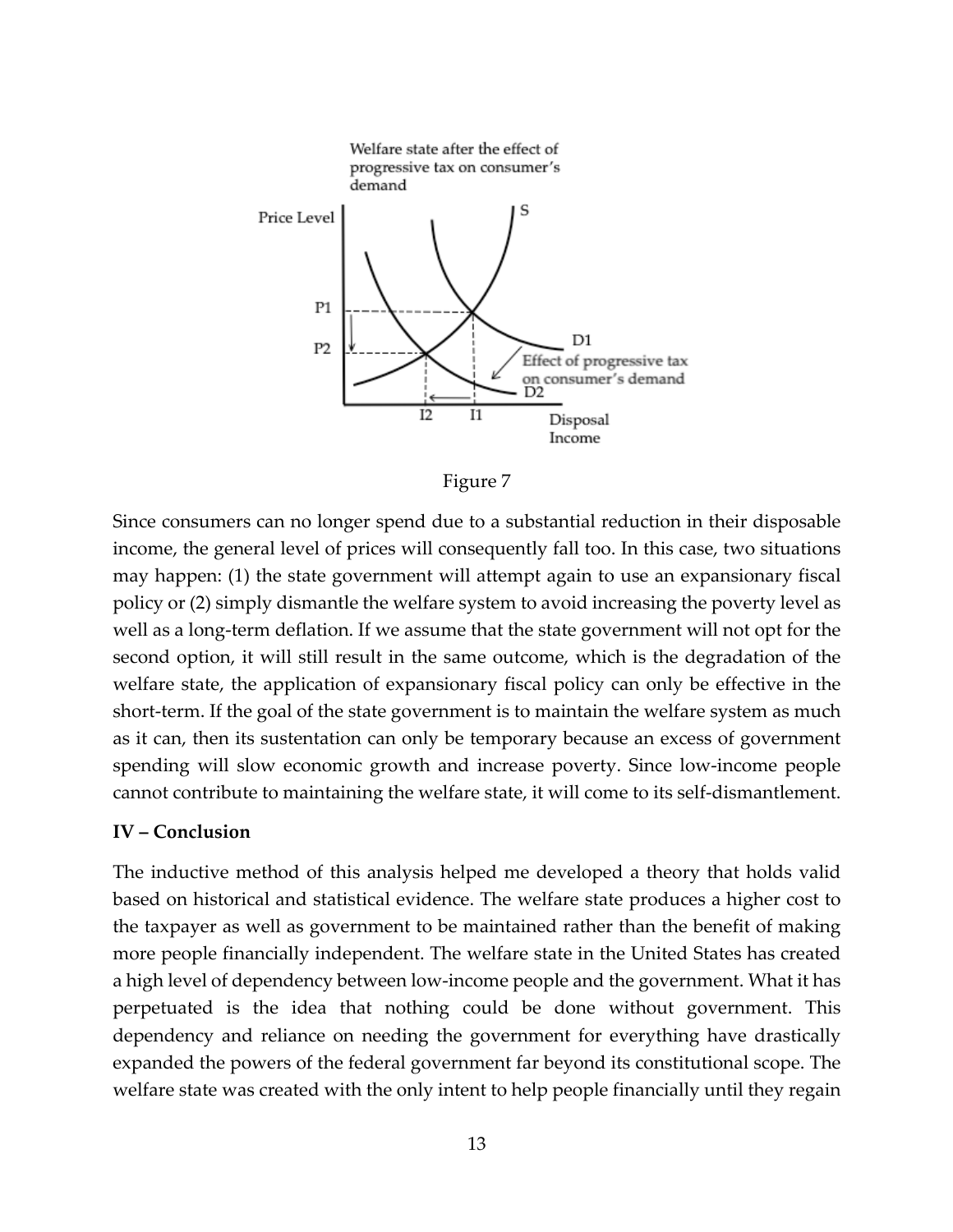Figure 7

Since consumers can no longer spend due to a substantial reduction in their disposable income, the general level of prices will consequently fall too. In this case, two situations may happen: (1) the state government will attempt again to use an expansionary fiscal policy or (2) simply dismantle the welfare system to avoid increasing the poverty level as well as a long-term deflation. If we assume that the state government will not opt for the second option, it will still result in the same outcome, which is the degradation of the welfare state, the application of expansionary fiscal policy can only be effective in the short-term. If the goal of the state government is to maintain the welfare system as much as it can, then its sustentation can only be temporary because an excess of government spending will slow economic growth and increase poverty. Since low-income people cannot contribute to maintaining the welfare state, it will come to its self-dismantlement.

## IV – Conclusion

The inductive method of this analysis helped me developed a theory that holds valid based on historical and statistical evidence. The welfare state produces a higher cost to the taxpayer as well as government to be maintained rather than the benefit of making more people financially independent. The welfare state in the United States has created a high level of dependency between low-income people and the government. What it has perpetuated is the idea that nothing could be done without government. This dependency and reliance on needing the government for everything have drastically expanded the powers of the federal government far beyond its constitutional scope. The welfare state was created with the only intent to help people financially until they regain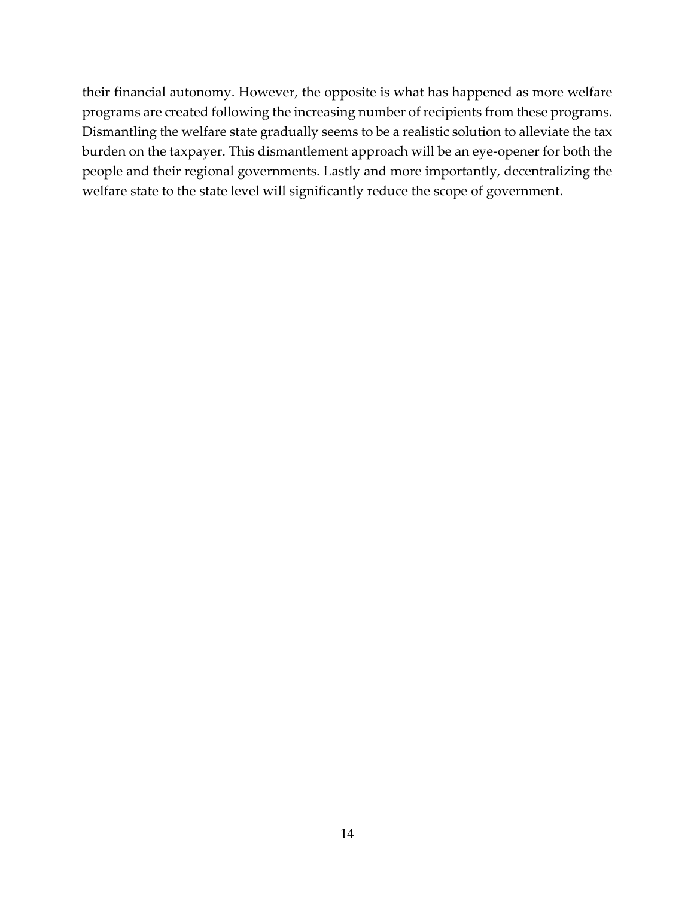their financial autonomy. However, the opposite is what has happened as more welfare programs are created following the increasing number of recipients from these programs. Dismantling the welfare state gradually seems to be a realistic solution to alleviate the tax burden on the taxpayer. This dismantlement approach will be an eye-opener for both the people and their regional governments. Lastly and more importantly, decentralizing the welfare state to the state level will significantly reduce the scope of government.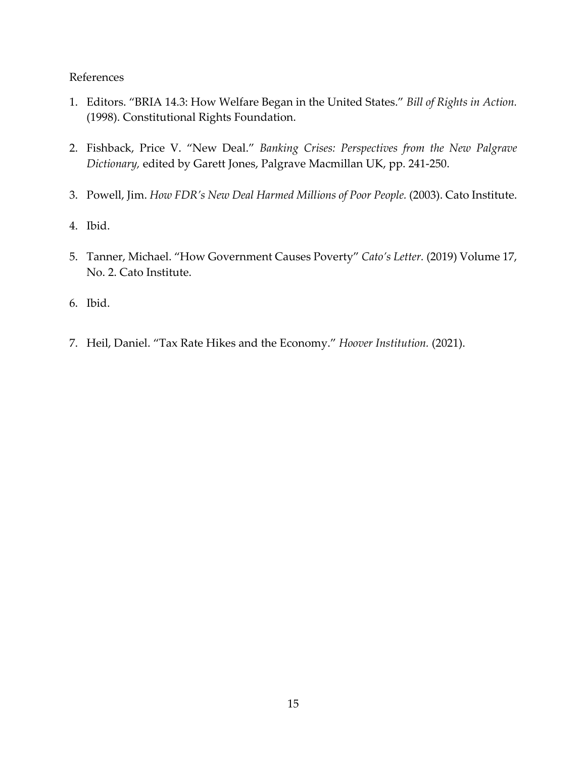References

1. Editors. "BRIA 14.3: How Welfare Began in the United States." *Bill of Rights in Action.* (1998). Constitutional Rights Foundation.

2. Fishback, Price V. "New Deal." *Banking Crises: Perspectives from the New Palgrave Dictionary,* edited by Garett Jones, Palgrave Macmillan UK, pp. 241-250.

3. Powell, Jim. *How FDR's New Deal Harmed Millions of Poor People.* (2003). Cato Institute.

4. Ibid.

5. Tanner, Michael. "How Government Causes Poverty" *Cato's Letter.* (2019) Volume 17, No. 2. Cato Institute.

6. Ibid.

7. Heil, Daniel. "Tax Rate Hikes and the Economy." *Hoover Institution.* (2021).